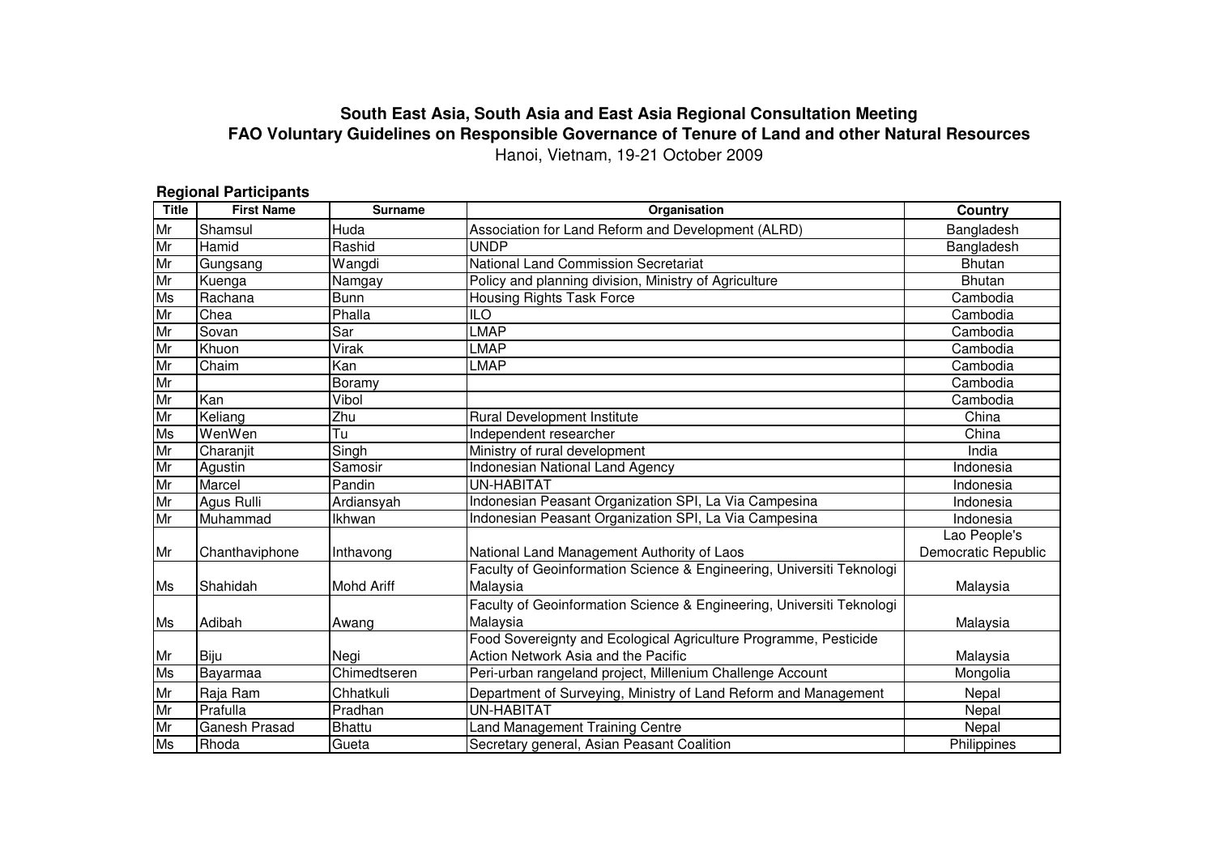# South East Asia, South Asia and East Asia Regional Consultation Meeting

## FAO Voluntary Guidelines on Responsible Governance of Tenure of Land and other Natural Resources

Hanoi, Vietnam, 19-21 October 2009

### Regional Participants

| Title | First Name | Surname | Organisation | Country |
|---|---|---|---|---|
| Mr | Shamsul | Huda | Association for Land Reform and Development (ALRD) | Bangladesh |
| Mr | Hamid | Rashid | UNDP | Bangladesh |
| Mr | Gungsang | Wangdi | National Land Commission Secretariat | Bhutan |
| Mr | Kuenga | Namgay | Policy and planning division, Ministry of Agriculture | Bhutan |
| Ms | Rachana | Bunn | Housing Rights Task Force | Cambodia |
| Mr | Chea | Phalla | ILO | Cambodia |
| Mr | Sovan | Sar | LMAP | Cambodia |
| Mr | Khuon | Virak | LMAP | Cambodia |
| Mr | Chaim | Kan | LMAP | Cambodia |
| Mr | | Boramy | | Cambodia |
| Mr | Kan | Vibol | | Cambodia |
| Mr | Keliang | Zhu | Rural Development Institute | China |
| Ms | WenWen | Tu | Independent researcher | China |
| Mr | Charanjit | Singh | Ministry of rural development | India |
| Mr | Agustin | Samosir | Indonesian National Land Agency | Indonesia |
| Mr | Marcel | Pandin | UN-HABITAT | Indonesia |
| Mr | Agus Rulli | Ardiansyah | Indonesian Peasant Organization SPI, La Via Campesina | Indonesia |
| Mr | Muhammad | Ikhwan | Indonesian Peasant Organization SPI, La Via Campesina | Indonesia |
| Mr | Chanthaviphone | Inthavong | National Land Management Authority of Laos | Lao People's Democratic Republic |
| Ms | Shahidah | Mohd Ariff | Faculty of Geoinformation Science & Engineering, Universiti Teknologi Malaysia | Malaysia |
| Ms | Adibah | Awang | Faculty of Geoinformation Science & Engineering, Universiti Teknologi Malaysia | Malaysia |
| Mr | Biju | Negi | Food Sovereignty and Ecological Agriculture Programme, Pesticide Action Network Asia and the Pacific | Malaysia |
| Ms | Bayarmaa | Chimedtseren | Peri-urban rangeland project, Millenium Challenge Account | Mongolia |
| Mr | Raja Ram | Chhatkuli | Department of Surveying, Ministry of Land Reform and Management | Nepal |
| Mr | Prafulla | Pradhan | UN-HABITAT | Nepal |
| Mr | Ganesh Prasad | Bhattu | Land Management Training Centre | Nepal |
| Ms | Rhoda | Gueta | Secretary general, Asian Peasant Coalition | Philippines |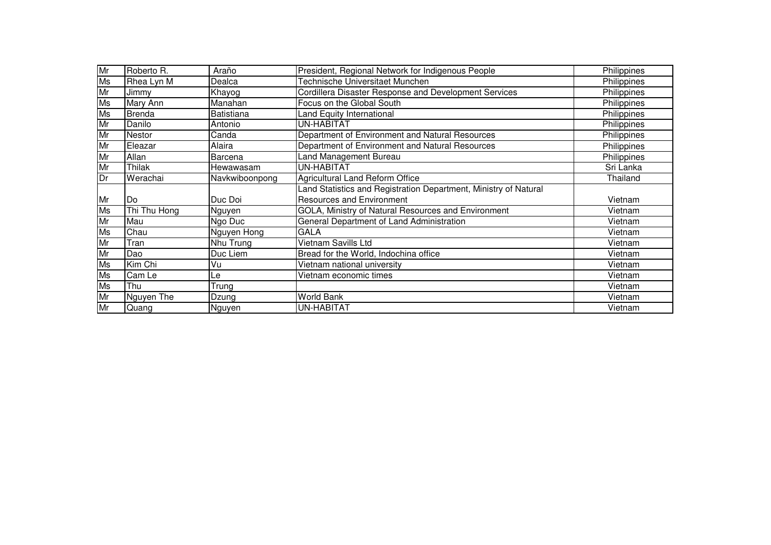| | | | | |
|---|---|---|---|---|
| Mr | Roberto R. | Araño | President, Regional Network for Indigenous People | Philippines |
| Ms | Rhea Lyn M | Dealca | Technische Universitaet Munchen | Philippines |
| Mr | Jimmy | Khayog | Cordillera Disaster Response and Development Services | Philippines |
| Ms | Mary Ann | Manahan | Focus on the Global South | Philippines |
| Ms | Brenda | Batistiana | Land Equity International | Philippines |
| Mr | Danilo | Antonio | UN-HABITAT | Philippines |
| Mr | Nestor | Canda | Department of Environment and Natural Resources | Philippines |
| Mr | Eleazar | Alaira | Department of Environment and Natural Resources | Philippines |
| Mr | Allan | Barcena | Land Management Bureau | Philippines |
| Mr | Thilak | Hewawasam | UN-HABITAT | Sri Lanka |
| Dr | Werachai | Navkwiboonpong | Agricultural Land Reform Office | Thailand |
| Mr | Do | Duc Doi | Land Statistics and Registration Department, Ministry of Natural Resources and Environment | Vietnam |
| Ms | Thi Thu Hong | Nguyen | GOLA, Ministry of Natural Resources and Environment | Vietnam |
| Mr | Mau | Ngo Duc | General Department of Land Administration | Vietnam |
| Ms | Chau | Nguyen Hong | GALA | Vietnam |
| Mr | Tran | Nhu Trung | Vietnam Savills Ltd | Vietnam |
| Mr | Dao | Duc Liem | Bread for the World, Indochina office | Vietnam |
| Ms | Kim Chi | Vu | Vietnam national university | Vietnam |
| Ms | Cam Le | Le | Vietnam economic times | Vietnam |
| Ms | Thu | Trung | | Vietnam |
| Mr | Nguyen The | Dzung | World Bank | Vietnam |
| Mr | Quang | Nguyen | UN-HABITAT | Vietnam |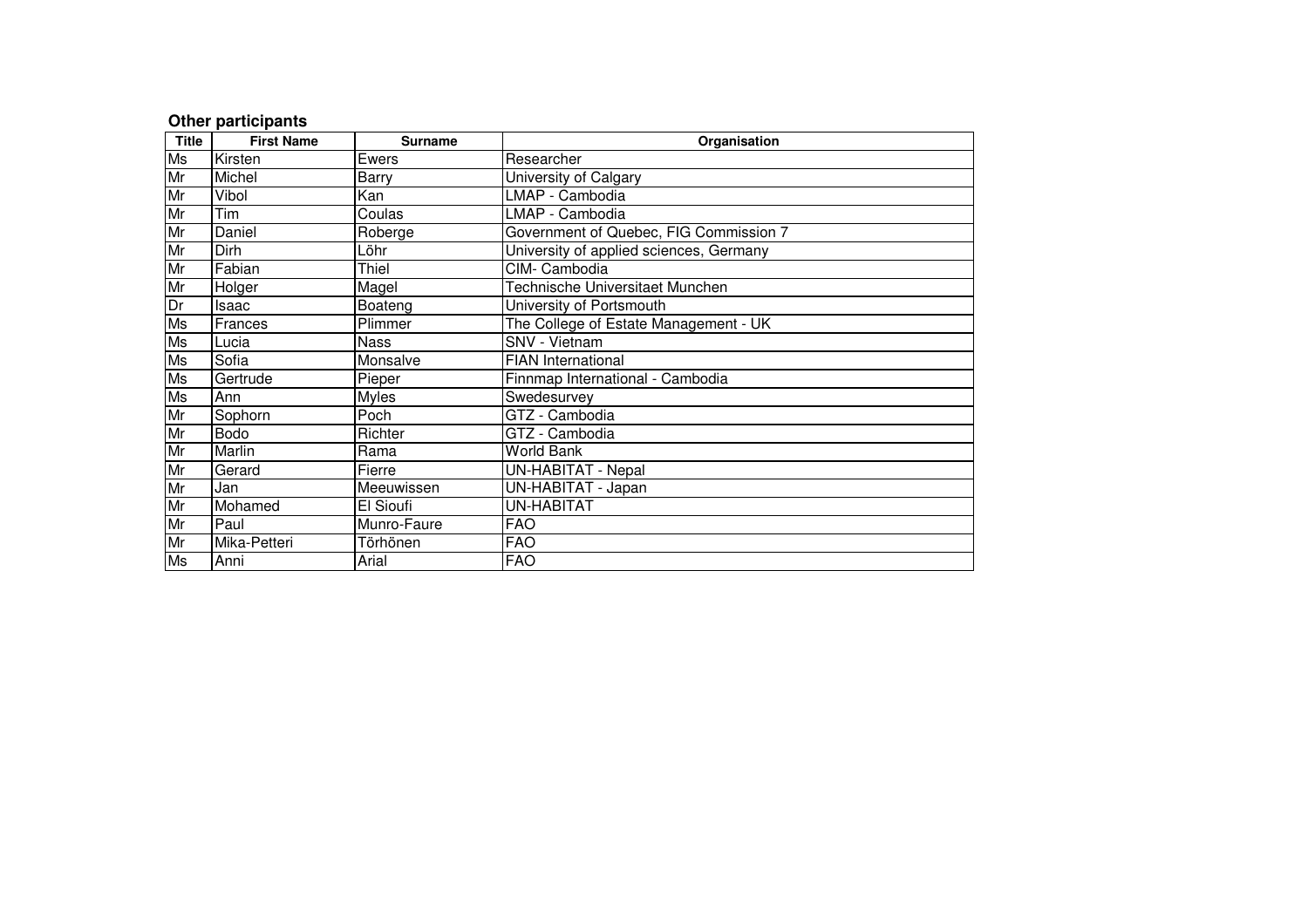**Other participants**

| Title | First Name | Surname | Organisation |
| --- | --- | --- | --- |
| Ms | Kirsten | Ewers | Researcher |
| Mr | Michel | Barry | University of Calgary |
| Mr | Vibol | Kan | LMAP - Cambodia |
| Mr | Tim | Coulas | LMAP - Cambodia |
| Mr | Daniel | Roberge | Government of Quebec, FIG Commission 7 |
| Mr | Dirh | Löhr | University of applied sciences, Germany |
| Mr | Fabian | Thiel | CIM- Cambodia |
| Mr | Holger | Magel | Technische Universitaet Munchen |
| Dr | Isaac | Boateng | University of Portsmouth |
| Ms | Frances | Plimmer | The College of Estate Management - UK |
| Ms | Lucia | Nass | SNV - Vietnam |
| Ms | Sofia | Monsalve | FIAN International |
| Ms | Gertrude | Pieper | Finnmap International - Cambodia |
| Ms | Ann | Myles | Swedesurvey |
| Mr | Sophorn | Poch | GTZ - Cambodia |
| Mr | Bodo | Richter | GTZ - Cambodia |
| Mr | Marlin | Rama | World Bank |
| Mr | Gerard | Fierre | UN-HABITAT - Nepal |
| Mr | Jan | Meeuwissen | UN-HABITAT - Japan |
| Mr | Mohamed | El Sioufi | UN-HABITAT |
| Mr | Paul | Munro-Faure | FAO |
| Mr | Mika-Petteri | Törhönen | FAO |
| Ms | Anni | Arial | FAO |